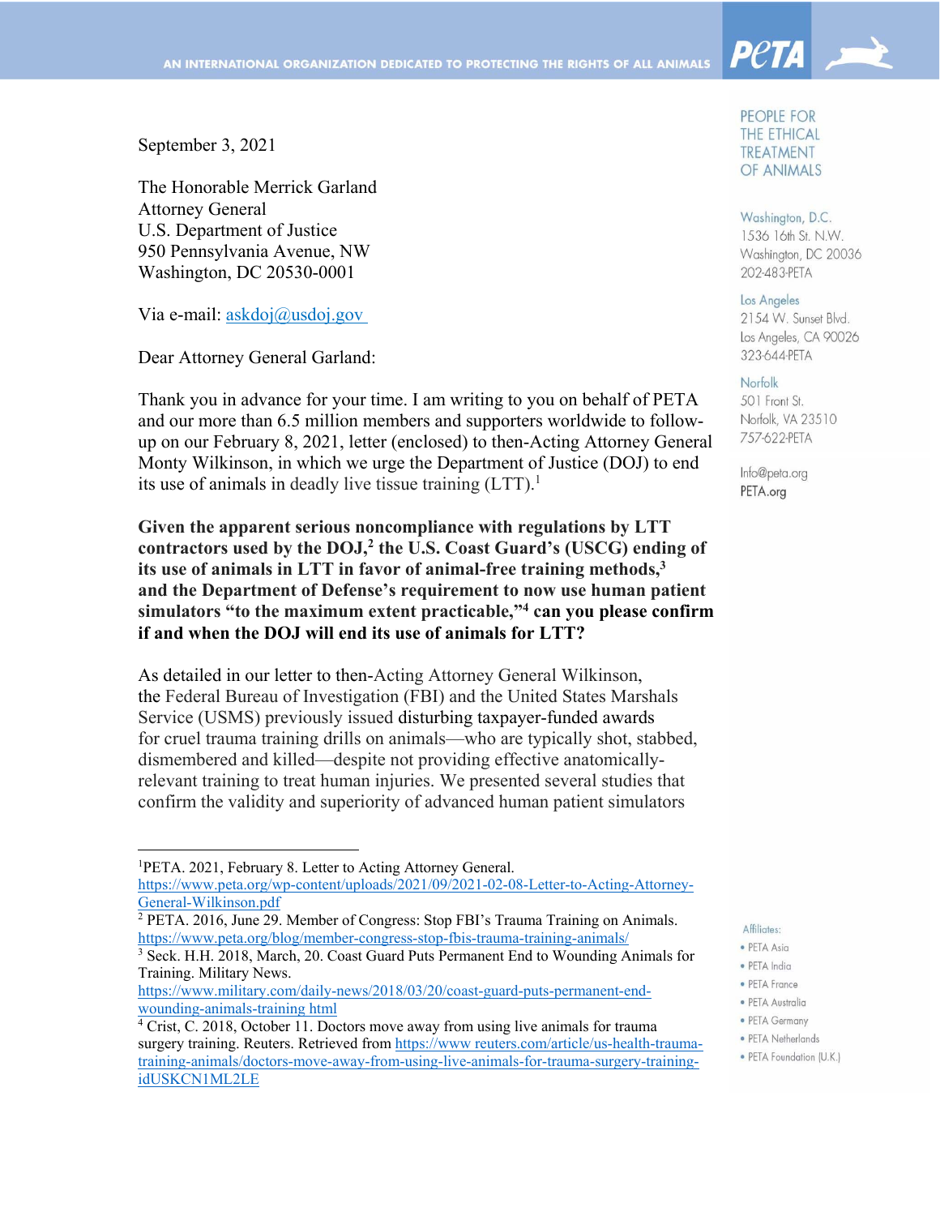AN INTERNATIONAL ORGANIZATION DEDICATED TO PROTECTING THE RIGHTS OF ALL ANIMALS

PETA

PEOPLE FOR THE ETHICAL TREATMENT OF ANIMALS

Washington, D.C.
1536 16th St. N.W.
Washington, DC 20036
202-483-PETA

Los Angeles
2154 W. Sunset Blvd.
Los Angeles, CA 90026
323-644-PETA

Norfolk
501 Front St.
Norfolk, VA 23510
757-622-PETA

Info@peta.org
PETA.org

Affiliates:
- PETA Asia
- PETA India
- PETA France
- PETA Australia
- PETA Germany
- PETA Netherlands
- PETA Foundation (U.K.)

September 3, 2021

The Honorable Merrick Garland
Attorney General
U.S. Department of Justice
950 Pennsylvania Avenue, NW
Washington, DC 20530-0001

Via e-mail: askdoj@usdoj.gov

Dear Attorney General Garland:

Thank you in advance for your time. I am writing to you on behalf of PETA and our more than 6.5 million members and supporters worldwide to follow-up on our February 8, 2021, letter (enclosed) to then-Acting Attorney General Monty Wilkinson, in which we urge the Department of Justice (DOJ) to end its use of animals in deadly live tissue training (LTT).[1]

**Given the apparent serious noncompliance with regulations by LTT contractors used by the DOJ,[2] the U.S. Coast Guard's (USCG) ending of its use of animals in LTT in favor of animal-free training methods,[3] and the Department of Defense's requirement to now use human patient simulators "to the maximum extent practicable,"[4] can you please confirm if and when the DOJ will end its use of animals for LTT?**

As detailed in our letter to then-Acting Attorney General Wilkinson, the Federal Bureau of Investigation (FBI) and the United States Marshals Service (USMS) previously issued disturbing taxpayer-funded awards for cruel trauma training drills on animals—who are typically shot, stabbed, dismembered and killed—despite not providing effective anatomically-relevant training to treat human injuries. We presented several studies that confirm the validity and superiority of advanced human patient simulators

---

[1] PETA. 2021, February 8. Letter to Acting Attorney General. https://www.peta.org/wp-content/uploads/2021/09/2021-02-08-Letter-to-Acting-Attorney-General-Wilkinson.pdf

[2] PETA. 2016, June 29. Member of Congress: Stop FBI's Trauma Training on Animals. https://www.peta.org/blog/member-congress-stop-fbis-trauma-training-animals/

[3] Seck. H.H. 2018, March, 20. Coast Guard Puts Permanent End to Wounding Animals for Training. Military News. https://www.military.com/daily-news/2018/03/20/coast-guard-puts-permanent-end-wounding-animals-training html

[4] Crist, C. 2018, October 11. Doctors move away from using live animals for trauma surgery training. Reuters. Retrieved from https://www reuters.com/article/us-health-trauma-training-animals/doctors-move-away-from-using-live-animals-for-trauma-surgery-training-idUSKCN1ML2LE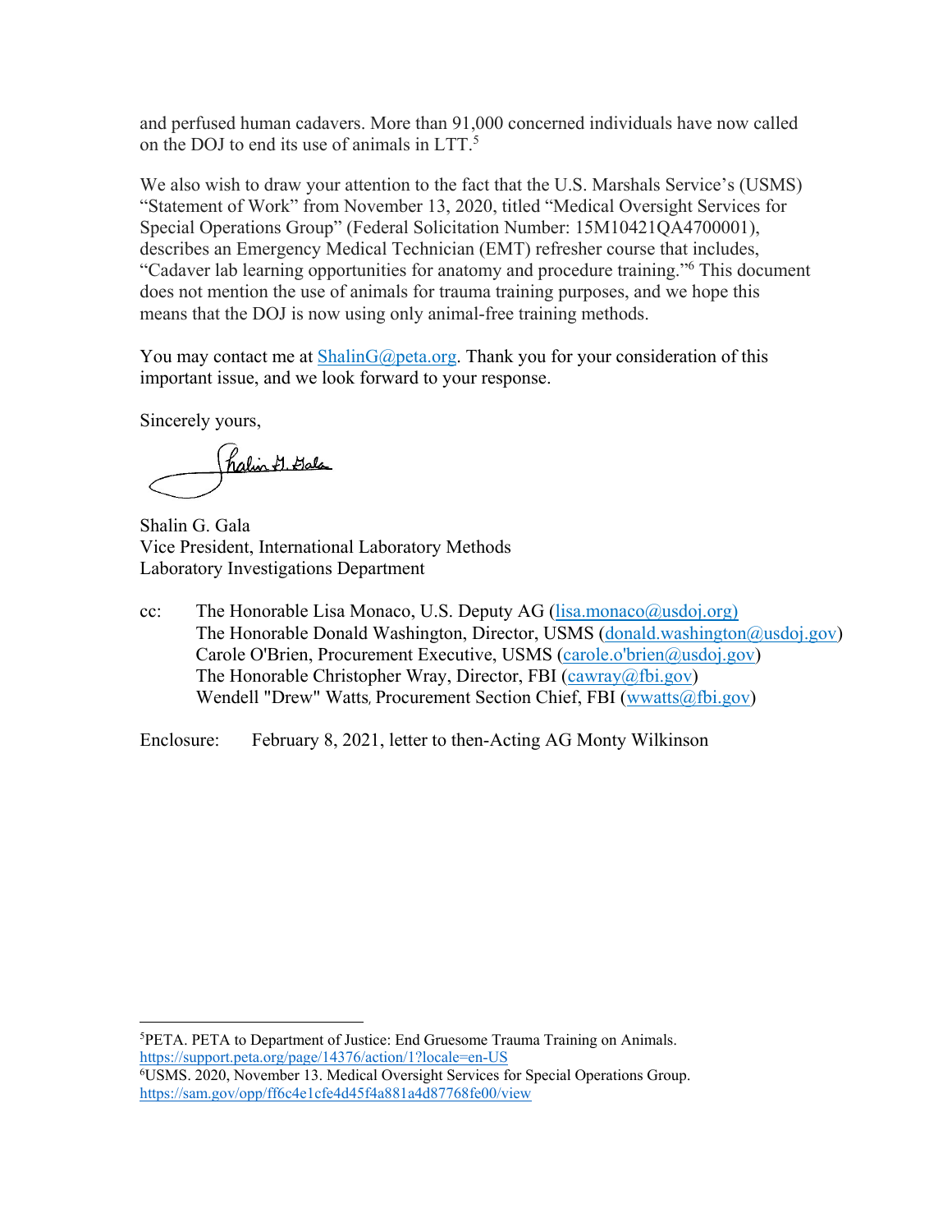and perfused human cadavers. More than 91,000 concerned individuals have now called on the DOJ to end its use of animals in LTT.[5]

We also wish to draw your attention to the fact that the U.S. Marshals Service's (USMS) "Statement of Work" from November 13, 2020, titled "Medical Oversight Services for Special Operations Group" (Federal Solicitation Number: 15M10421QA4700001), describes an Emergency Medical Technician (EMT) refresher course that includes, "Cadaver lab learning opportunities for anatomy and procedure training."[6] This document does not mention the use of animals for trauma training purposes, and we hope this means that the DOJ is now using only animal-free training methods.

You may contact me at ShalinG@peta.org. Thank you for your consideration of this important issue, and we look forward to your response.

Sincerely yours,

Shalin G. Gala
Vice President, International Laboratory Methods
Laboratory Investigations Department

cc: The Honorable Lisa Monaco, U.S. Deputy AG (lisa.monaco@usdoj.org)
The Honorable Donald Washington, Director, USMS (donald.washington@usdoj.gov)
Carole O'Brien, Procurement Executive, USMS (carole.o'brien@usdoj.gov)
The Honorable Christopher Wray, Director, FBI (cawray@fbi.gov)
Wendell "Drew" Watts, Procurement Section Chief, FBI (wwatts@fbi.gov)

Enclosure: February 8, 2021, letter to then-Acting AG Monty Wilkinson

---

[5] PETA. PETA to Department of Justice: End Gruesome Trauma Training on Animals. https://support.peta.org/page/14376/action/1?locale=en-US

[6] USMS. 2020, November 13. Medical Oversight Services for Special Operations Group. https://sam.gov/opp/ff6c4e1cfe4d45f4a881a4d87768fe00/view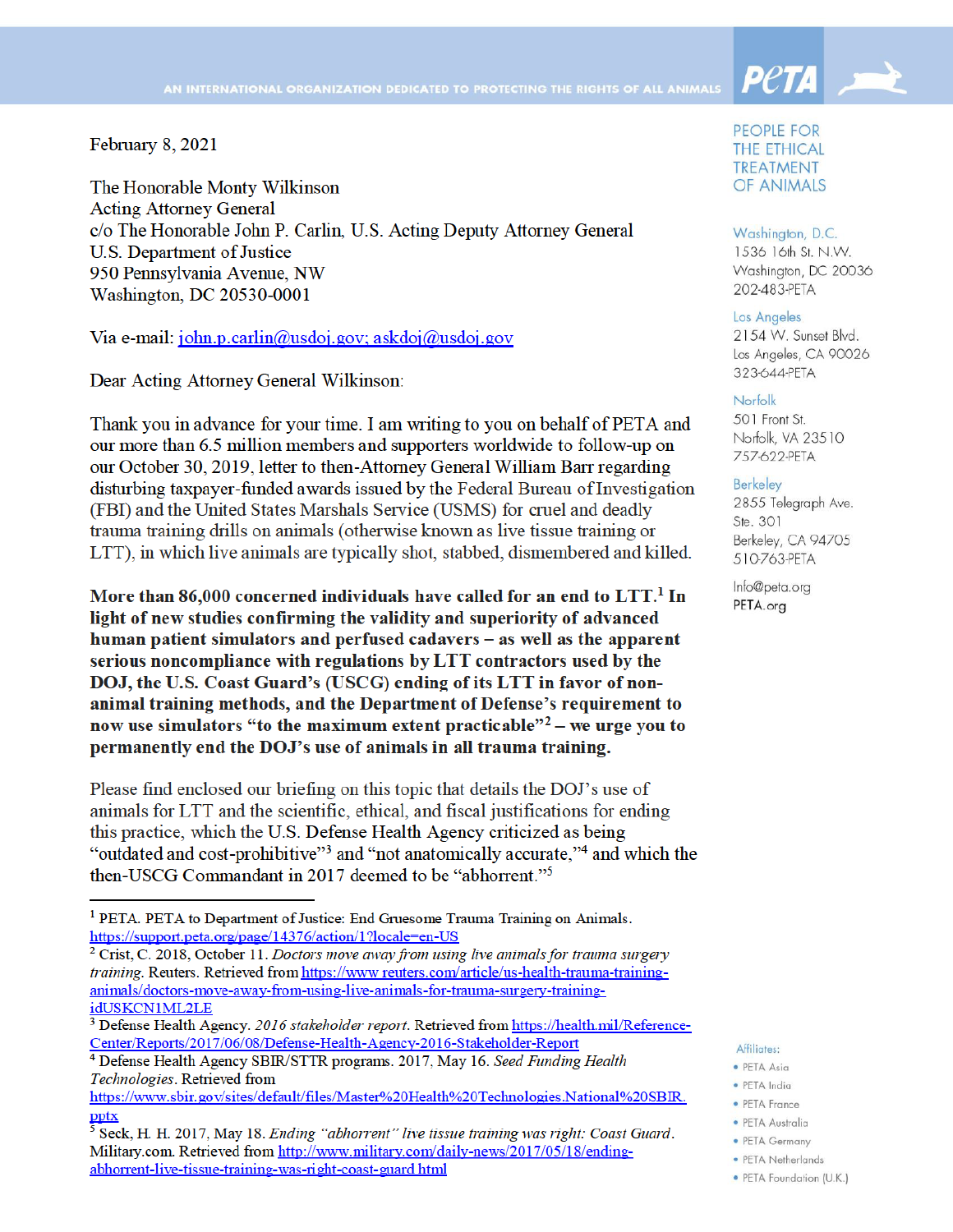AN INTERNATIONAL ORGANIZATION DEDICATED TO PROTECTING THE RIGHTS OF ALL ANIMALS

PeTA

PEOPLE FOR THE ETHICAL TREATMENT OF ANIMALS

Washington, D.C.
1536 16th St. N.W.
Washington, DC 20036
202-483-PETA

Los Angeles
2154 W. Sunset Blvd.
Los Angeles, CA 90026
323-644-PETA

Norfolk
501 Front St.
Norfolk, VA 23510
757-622-PETA

Berkeley
2855 Telegraph Ave.
Ste. 301
Berkeley, CA 94705
510-763-PETA

Info@peta.org
PETA.org

Affiliates:
- PETA Asia
- PETA India
- PETA France
- PETA Australia
- PETA Germany
- PETA Netherlands
- PETA Foundation (U.K.)

February 8, 2021

The Honorable Monty Wilkinson
Acting Attorney General
c/o The Honorable John P. Carlin, U.S. Acting Deputy Attorney General
U.S. Department of Justice
950 Pennsylvania Avenue, NW
Washington, DC 20530-0001

Via e-mail: john.p.carlin@usdoj.gov; askdoj@usdoj.gov

Dear Acting Attorney General Wilkinson:

Thank you in advance for your time. I am writing to you on behalf of PETA and our more than 6.5 million members and supporters worldwide to follow-up on our October 30, 2019, letter to then-Attorney General William Barr regarding disturbing taxpayer-funded awards issued by the Federal Bureau of Investigation (FBI) and the United States Marshals Service (USMS) for cruel and deadly trauma training drills on animals (otherwise known as live tissue training or LTT), in which live animals are typically shot, stabbed, dismembered and killed.

**More than 86,000 concerned individuals have called for an end to LTT.[1] In light of new studies confirming the validity and superiority of advanced human patient simulators and perfused cadavers – as well as the apparent serious noncompliance with regulations by LTT contractors used by the DOJ, the U.S. Coast Guard's (USCG) ending of its LTT in favor of non-animal training methods, and the Department of Defense's requirement to now use simulators "to the maximum extent practicable"[2] – we urge you to permanently end the DOJ's use of animals in all trauma training.**

Please find enclosed our briefing on this topic that details the DOJ's use of animals for LTT and the scientific, ethical, and fiscal justifications for ending this practice, which the U.S. Defense Health Agency criticized as being "outdated and cost-prohibitive"[3] and "not anatomically accurate,"[4] and which the then-USCG Commandant in 2017 deemed to be "abhorrent."[5]

---

[1] PETA. PETA to Department of Justice: End Gruesome Trauma Training on Animals. https://support.peta.org/page/14376/action/1?locale=en-US

[2] Crist, C. 2018, October 11. *Doctors move away from using live animals for trauma surgery training*. Reuters. Retrieved from https://www.reuters.com/article/us-health-trauma-training-animals/doctors-move-away-from-using-live-animals-for-trauma-surgery-training-idUSKCN1ML2LE

[3] Defense Health Agency. *2016 stakeholder report*. Retrieved from https://health.mil/Reference-Center/Reports/2017/06/08/Defense-Health-Agency-2016-Stakeholder-Report

[4] Defense Health Agency SBIR/STTR programs. 2017, May 16. *Seed Funding Health Technologies*. Retrieved from https://www.sbir.gov/sites/default/files/Master%20Health%20Technologies.National%20SBIR.pptx

[5] Seck, H. H. 2017, May 18. *Ending "abhorrent" live tissue training was right: Coast Guard*. Military.com. Retrieved from http://www.military.com/daily-news/2017/05/18/ending-abhorrent-live-tissue-training-was-right-coast-guard.html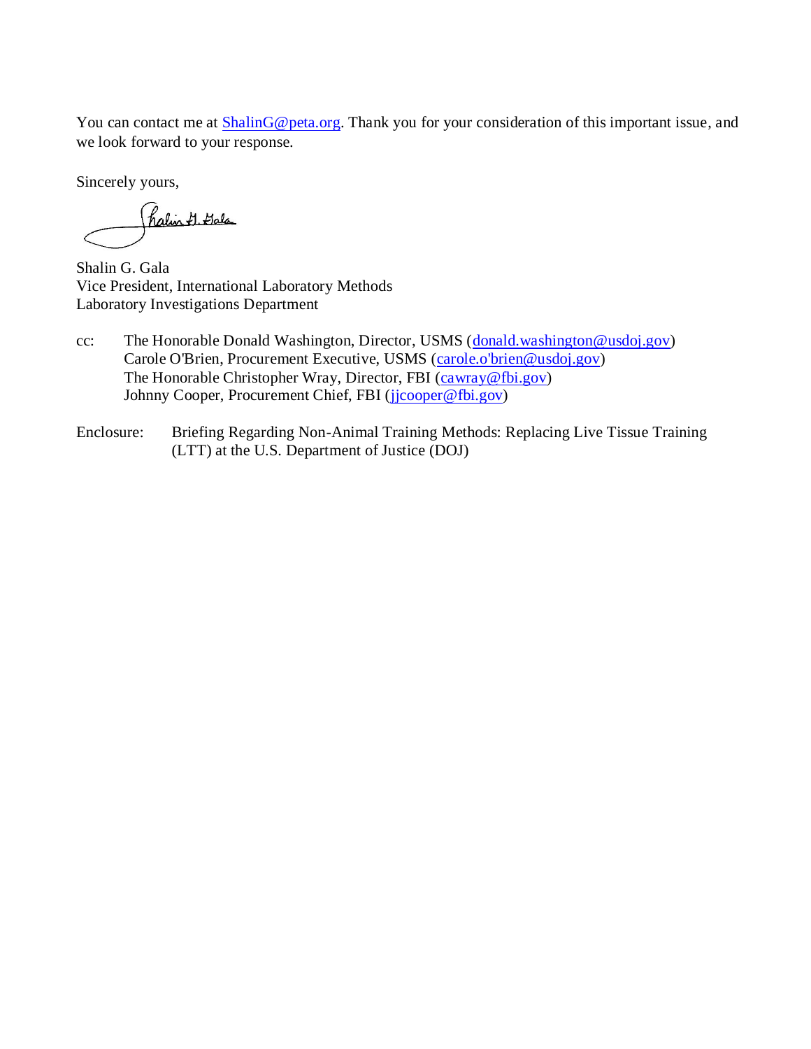You can contact me at ShalinG@peta.org. Thank you for your consideration of this important issue, and we look forward to your response.

Sincerely yours,

Shalin G. Gala  
Vice President, International Laboratory Methods  
Laboratory Investigations Department

cc: The Honorable Donald Washington, Director, USMS (donald.washington@usdoj.gov)  
Carole O'Brien, Procurement Executive, USMS (carole.o'brien@usdoj.gov)  
The Honorable Christopher Wray, Director, FBI (cawray@fbi.gov)  
Johnny Cooper, Procurement Chief, FBI (jjcooper@fbi.gov)

Enclosure: Briefing Regarding Non-Animal Training Methods: Replacing Live Tissue Training (LTT) at the U.S. Department of Justice (DOJ)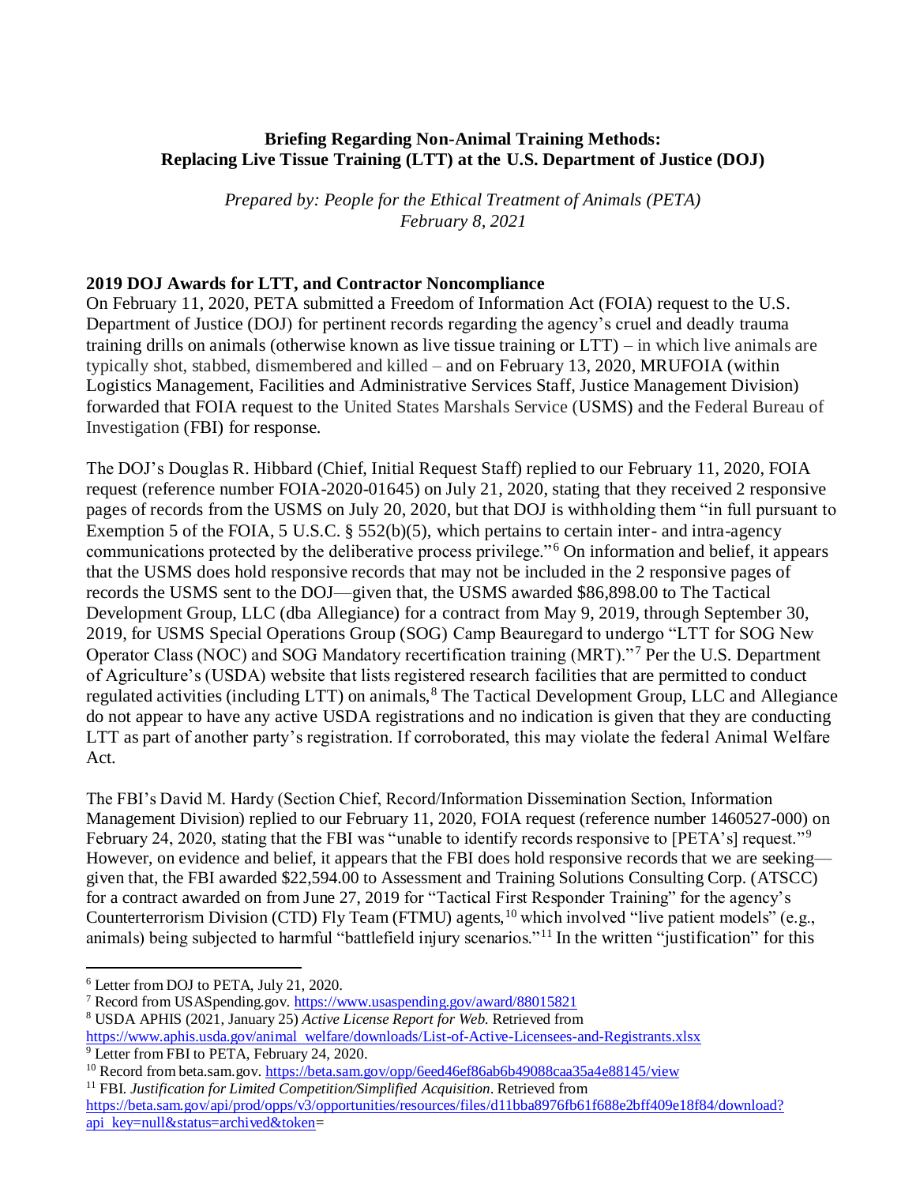**Briefing Regarding Non-Animal Training Methods: Replacing Live Tissue Training (LTT) at the U.S. Department of Justice (DOJ)**

*Prepared by: People for the Ethical Treatment of Animals (PETA)*
*February 8, 2021*

**2019 DOJ Awards for LTT, and Contractor Noncompliance**

On February 11, 2020, PETA submitted a Freedom of Information Act (FOIA) request to the U.S. Department of Justice (DOJ) for pertinent records regarding the agency's cruel and deadly trauma training drills on animals (otherwise known as live tissue training or LTT) – in which live animals are typically shot, stabbed, dismembered and killed – and on February 13, 2020, MRUFOIA (within Logistics Management, Facilities and Administrative Services Staff, Justice Management Division) forwarded that FOIA request to the United States Marshals Service (USMS) and the Federal Bureau of Investigation (FBI) for response.

The DOJ's Douglas R. Hibbard (Chief, Initial Request Staff) replied to our February 11, 2020, FOIA request (reference number FOIA-2020-01645) on July 21, 2020, stating that they received 2 responsive pages of records from the USMS on July 20, 2020, but that DOJ is withholding them "in full pursuant to Exemption 5 of the FOIA, 5 U.S.C. § 552(b)(5), which pertains to certain inter- and intra-agency communications protected by the deliberative process privilege."[6] On information and belief, it appears that the USMS does hold responsive records that may not be included in the 2 responsive pages of records the USMS sent to the DOJ—given that, the USMS awarded $86,898.00 to The Tactical Development Group, LLC (dba Allegiance) for a contract from May 9, 2019, through September 30, 2019, for USMS Special Operations Group (SOG) Camp Beauregard to undergo "LTT for SOG New Operator Class (NOC) and SOG Mandatory recertification training (MRT)."[7] Per the U.S. Department of Agriculture's (USDA) website that lists registered research facilities that are permitted to conduct regulated activities (including LTT) on animals,[8] The Tactical Development Group, LLC and Allegiance do not appear to have any active USDA registrations and no indication is given that they are conducting LTT as part of another party's registration. If corroborated, this may violate the federal Animal Welfare Act.

The FBI's David M. Hardy (Section Chief, Record/Information Dissemination Section, Information Management Division) replied to our February 11, 2020, FOIA request (reference number 1460527-000) on February 24, 2020, stating that the FBI was "unable to identify records responsive to [PETA's] request."[9] However, on evidence and belief, it appears that the FBI does hold responsive records that we are seeking—given that, the FBI awarded $22,594.00 to Assessment and Training Solutions Consulting Corp. (ATSCC) for a contract awarded on from June 27, 2019 for "Tactical First Responder Training" for the agency's Counterterrorism Division (CTD) Fly Team (FTMU) agents,[10] which involved "live patient models" (e.g., animals) being subjected to harmful "battlefield injury scenarios."[11] In the written "justification" for this

---

[6] Letter from DOJ to PETA, July 21, 2020.

[7] Record from USASpending.gov. https://www.usaspending.gov/award/88015821

[8] USDA APHIS (2021, January 25) *Active License Report for Web.* Retrieved from https://www.aphis.usda.gov/animal_welfare/downloads/List-of-Active-Licensees-and-Registrants.xlsx

[9] Letter from FBI to PETA, February 24, 2020.

[10] Record from beta.sam.gov. https://beta.sam.gov/opp/6eed46ef86ab6b49088caa35a4e88145/view

[11] FBI. *Justification for Limited Competition/Simplified Acquisition*. Retrieved from https://beta.sam.gov/api/prod/opps/v3/opportunities/resources/files/d11bba8976fb61f688e2bff409e18f84/download?api_key=null&status=archived&token=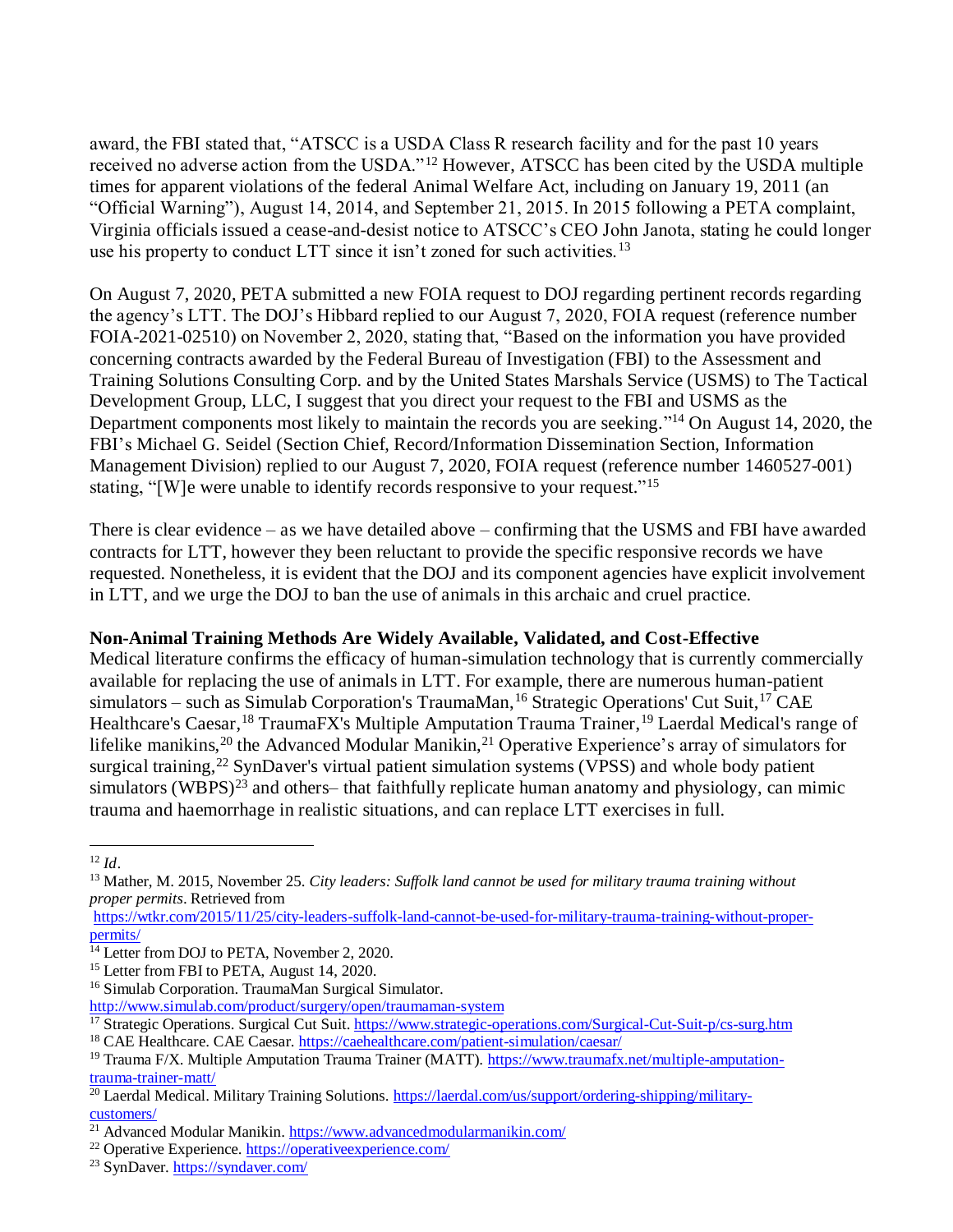award, the FBI stated that, “ATSCC is a USDA Class R research facility and for the past 10 years received no adverse action from the USDA.”[12] However, ATSCC has been cited by the USDA multiple times for apparent violations of the federal Animal Welfare Act, including on January 19, 2011 (an “Official Warning”), August 14, 2014, and September 21, 2015. In 2015 following a PETA complaint, Virginia officials issued a cease-and-desist notice to ATSCC’s CEO John Janota, stating he could longer use his property to conduct LTT since it isn’t zoned for such activities.[13]

On August 7, 2020, PETA submitted a new FOIA request to DOJ regarding pertinent records regarding the agency’s LTT. The DOJ’s Hibbard replied to our August 7, 2020, FOIA request (reference number FOIA-2021-02510) on November 2, 2020, stating that, “Based on the information you have provided concerning contracts awarded by the Federal Bureau of Investigation (FBI) to the Assessment and Training Solutions Consulting Corp. and by the United States Marshals Service (USMS) to The Tactical Development Group, LLC, I suggest that you direct your request to the FBI and USMS as the Department components most likely to maintain the records you are seeking.”[14] On August 14, 2020, the FBI’s Michael G. Seidel (Section Chief, Record/Information Dissemination Section, Information Management Division) replied to our August 7, 2020, FOIA request (reference number 1460527-001) stating, “[W]e were unable to identify records responsive to your request.”[15]

There is clear evidence – as we have detailed above – confirming that the USMS and FBI have awarded contracts for LTT, however they been reluctant to provide the specific responsive records we have requested. Nonetheless, it is evident that the DOJ and its component agencies have explicit involvement in LTT, and we urge the DOJ to ban the use of animals in this archaic and cruel practice.

**Non-Animal Training Methods Are Widely Available, Validated, and Cost-Effective**

Medical literature confirms the efficacy of human-simulation technology that is currently commercially available for replacing the use of animals in LTT. For example, there are numerous human-patient simulators – such as Simulab Corporation's TraumaMan,[16] Strategic Operations' Cut Suit,[17] CAE Healthcare's Caesar,[18] TraumaFX's Multiple Amputation Trauma Trainer,[19] Laerdal Medical's range of lifelike manikins,[20] the Advanced Modular Manikin,[21] Operative Experience’s array of simulators for surgical training,[22] SynDaver's virtual patient simulation systems (VPSS) and whole body patient simulators (WBPS)[23] and others– that faithfully replicate human anatomy and physiology, can mimic trauma and haemorrhage in realistic situations, and can replace LTT exercises in full.

---

[12] *Id*.

[13] Mather, M. 2015, November 25. *City leaders: Suffolk land cannot be used for military trauma training without proper permits*. Retrieved from https://wtkr.com/2015/11/25/city-leaders-suffolk-land-cannot-be-used-for-military-trauma-training-without-proper-permits/

[14] Letter from DOJ to PETA, November 2, 2020.

[15] Letter from FBI to PETA, August 14, 2020.

[16] Simulab Corporation. TraumaMan Surgical Simulator. http://www.simulab.com/product/surgery/open/traumaman-system

[17] Strategic Operations. Surgical Cut Suit. https://www.strategic-operations.com/Surgical-Cut-Suit-p/cs-surg.htm

[18] CAE Healthcare. CAE Caesar. https://caehealthcare.com/patient-simulation/caesar/

[19] Trauma F/X. Multiple Amputation Trauma Trainer (MATT). https://www.traumafx.net/multiple-amputation-trauma-trainer-matt/

[20] Laerdal Medical. Military Training Solutions. https://laerdal.com/us/support/ordering-shipping/military-customers/

[21] Advanced Modular Manikin. https://www.advancedmodularmanikin.com/

[22] Operative Experience. https://operativeexperience.com/

[23] SynDaver. https://syndaver.com/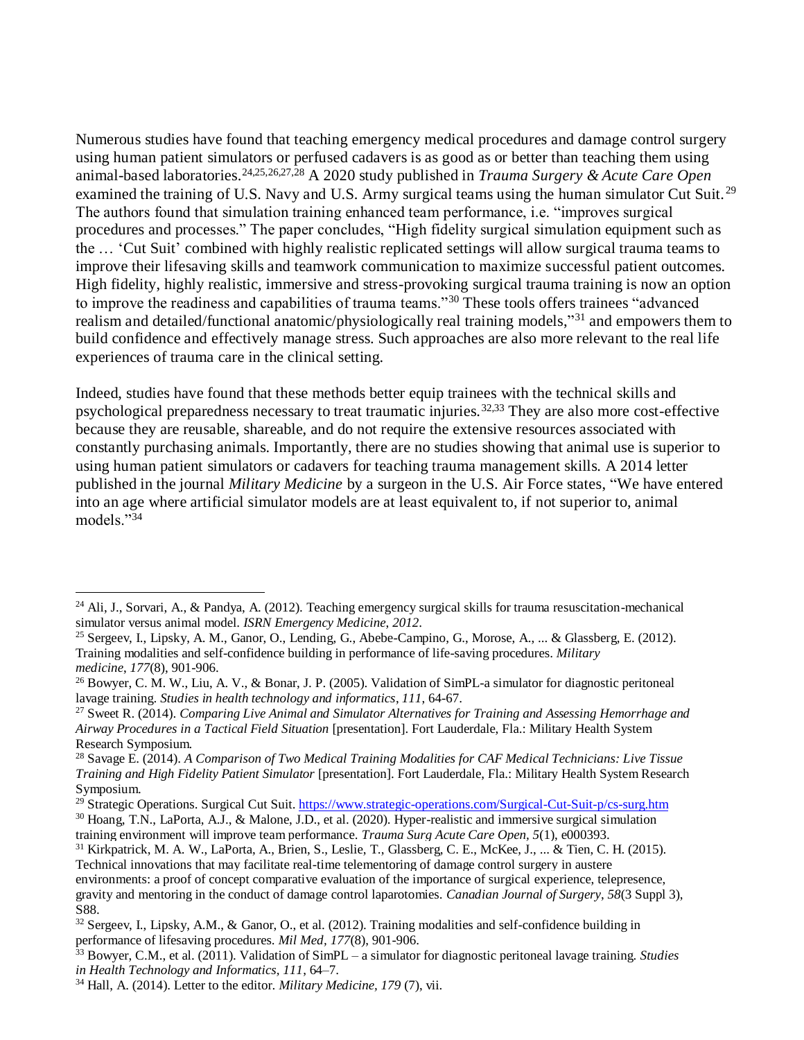Numerous studies have found that teaching emergency medical procedures and damage control surgery using human patient simulators or perfused cadavers is as good as or better than teaching them using animal-based laboratories.[24,25,26,27,28] A 2020 study published in *Trauma Surgery & Acute Care Open* examined the training of U.S. Navy and U.S. Army surgical teams using the human simulator Cut Suit.[29] The authors found that simulation training enhanced team performance, i.e. "improves surgical procedures and processes." The paper concludes, "High fidelity surgical simulation equipment such as the … 'Cut Suit' combined with highly realistic replicated settings will allow surgical trauma teams to improve their lifesaving skills and teamwork communication to maximize successful patient outcomes. High fidelity, highly realistic, immersive and stress-provoking surgical trauma training is now an option to improve the readiness and capabilities of trauma teams."[30] These tools offers trainees "advanced realism and detailed/functional anatomic/physiologically real training models,"[31] and empowers them to build confidence and effectively manage stress. Such approaches are also more relevant to the real life experiences of trauma care in the clinical setting.

Indeed, studies have found that these methods better equip trainees with the technical skills and psychological preparedness necessary to treat traumatic injuries.[32,33] They are also more cost-effective because they are reusable, shareable, and do not require the extensive resources associated with constantly purchasing animals. Importantly, there are no studies showing that animal use is superior to using human patient simulators or cadavers for teaching trauma management skills. A 2014 letter published in the journal *Military Medicine* by a surgeon in the U.S. Air Force states, "We have entered into an age where artificial simulator models are at least equivalent to, if not superior to, animal models."[34]

---

[24] Ali, J., Sorvari, A., & Pandya, A. (2012). Teaching emergency surgical skills for trauma resuscitation-mechanical simulator versus animal model. *ISRN Emergency Medicine*, *2012*.

[25] Sergeev, I., Lipsky, A. M., Ganor, O., Lending, G., Abebe-Campino, G., Morose, A., ... & Glassberg, E. (2012). Training modalities and self-confidence building in performance of life-saving procedures. *Military medicine*, *177*(8), 901-906.

[26] Bowyer, C. M. W., Liu, A. V., & Bonar, J. P. (2005). Validation of SimPL-a simulator for diagnostic peritoneal lavage training. *Studies in health technology and informatics*, *111*, 64-67.

[27] Sweet R. (2014). *Comparing Live Animal and Simulator Alternatives for Training and Assessing Hemorrhage and Airway Procedures in a Tactical Field Situation* [presentation]. Fort Lauderdale, Fla.: Military Health System Research Symposium.

[28] Savage E. (2014). *A Comparison of Two Medical Training Modalities for CAF Medical Technicians: Live Tissue Training and High Fidelity Patient Simulator* [presentation]. Fort Lauderdale, Fla.: Military Health System Research Symposium.

[29] Strategic Operations. Surgical Cut Suit. https://www.strategic-operations.com/Surgical-Cut-Suit-p/cs-surg.htm

[30] Hoang, T.N., LaPorta, A.J., & Malone, J.D., et al. (2020). Hyper-realistic and immersive surgical simulation training environment will improve team performance. *Trauma Surg Acute Care Open*, *5*(1), e000393.

[31] Kirkpatrick, M. A. W., LaPorta, A., Brien, S., Leslie, T., Glassberg, C. E., McKee, J., ... & Tien, C. H. (2015). Technical innovations that may facilitate real-time telementoring of damage control surgery in austere environments: a proof of concept comparative evaluation of the importance of surgical experience, telepresence, gravity and mentoring in the conduct of damage control laparotomies. *Canadian Journal of Surgery*, *58*(3 Suppl 3), S88.

[32] Sergeev, I., Lipsky, A.M., & Ganor, O., et al. (2012). Training modalities and self-confidence building in performance of lifesaving procedures. *Mil Med*, *177*(8), 901-906.

[33] Bowyer, C.M., et al. (2011). Validation of SimPL – a simulator for diagnostic peritoneal lavage training. *Studies in Health Technology and Informatics*, *111*, 64–7.

[34] Hall, A. (2014). Letter to the editor. *Military Medicine*, *179* (7), vii.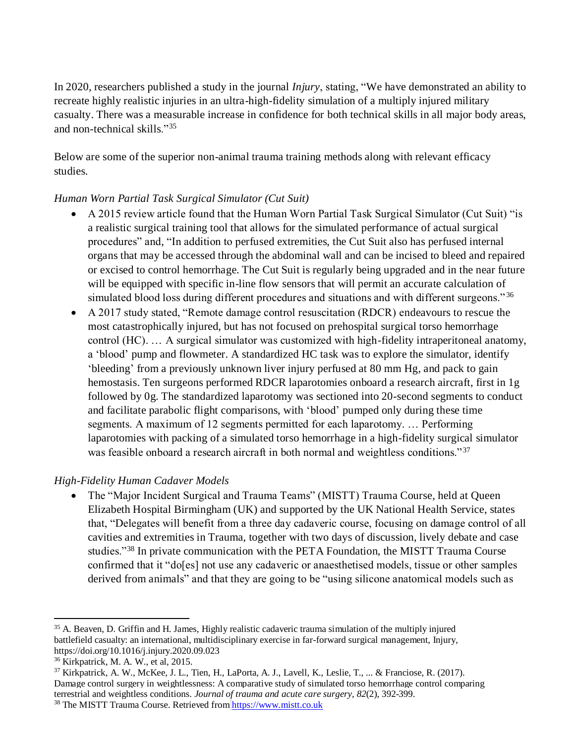In 2020, researchers published a study in the journal *Injury*, stating, "We have demonstrated an ability to recreate highly realistic injuries in an ultra-high-fidelity simulation of a multiply injured military casualty. There was a measurable increase in confidence for both technical skills in all major body areas, and non-technical skills."[35]

Below are some of the superior non-animal trauma training methods along with relevant efficacy studies.

*Human Worn Partial Task Surgical Simulator (Cut Suit)*

- A 2015 review article found that the Human Worn Partial Task Surgical Simulator (Cut Suit) "is a realistic surgical training tool that allows for the simulated performance of actual surgical procedures" and, "In addition to perfused extremities, the Cut Suit also has perfused internal organs that may be accessed through the abdominal wall and can be incised to bleed and repaired or excised to control hemorrhage. The Cut Suit is regularly being upgraded and in the near future will be equipped with specific in-line flow sensors that will permit an accurate calculation of simulated blood loss during different procedures and situations and with different surgeons."[36]
- A 2017 study stated, "Remote damage control resuscitation (RDCR) endeavours to rescue the most catastrophically injured, but has not focused on prehospital surgical torso hemorrhage control (HC). … A surgical simulator was customized with high-fidelity intraperitoneal anatomy, a 'blood' pump and flowmeter. A standardized HC task was to explore the simulator, identify 'bleeding' from a previously unknown liver injury perfused at 80 mm Hg, and pack to gain hemostasis. Ten surgeons performed RDCR laparotomies onboard a research aircraft, first in 1g followed by 0g. The standardized laparotomy was sectioned into 20-second segments to conduct and facilitate parabolic flight comparisons, with 'blood' pumped only during these time segments. A maximum of 12 segments permitted for each laparotomy. … Performing laparotomies with packing of a simulated torso hemorrhage in a high-fidelity surgical simulator was feasible onboard a research aircraft in both normal and weightless conditions."[37]

*High-Fidelity Human Cadaver Models*

- The "Major Incident Surgical and Trauma Teams" (MISTT) Trauma Course, held at Queen Elizabeth Hospital Birmingham (UK) and supported by the UK National Health Service, states that, "Delegates will benefit from a three day cadaveric course, focusing on damage control of all cavities and extremities in Trauma, together with two days of discussion, lively debate and case studies."[38] In private communication with the PETA Foundation, the MISTT Trauma Course confirmed that it "do[es] not use any cadaveric or anaesthetised models, tissue or other samples derived from animals" and that they are going to be "using silicone anatomical models such as

---

[35] A. Beaven, D. Griffin and H. James, Highly realistic cadaveric trauma simulation of the multiply injured battlefield casualty: an international, multidisciplinary exercise in far-forward surgical management, Injury, https://doi.org/10.1016/j.injury.2020.09.023

[36] Kirkpatrick, M. A. W., et al, 2015.

[37] Kirkpatrick, A. W., McKee, J. L., Tien, H., LaPorta, A. J., Lavell, K., Leslie, T., ... & Franciose, R. (2017). Damage control surgery in weightlessness: A comparative study of simulated torso hemorrhage control comparing terrestrial and weightless conditions. *Journal of trauma and acute care surgery*, *82*(2), 392-399.

[38] The MISTT Trauma Course. Retrieved from https://www.mistt.co.uk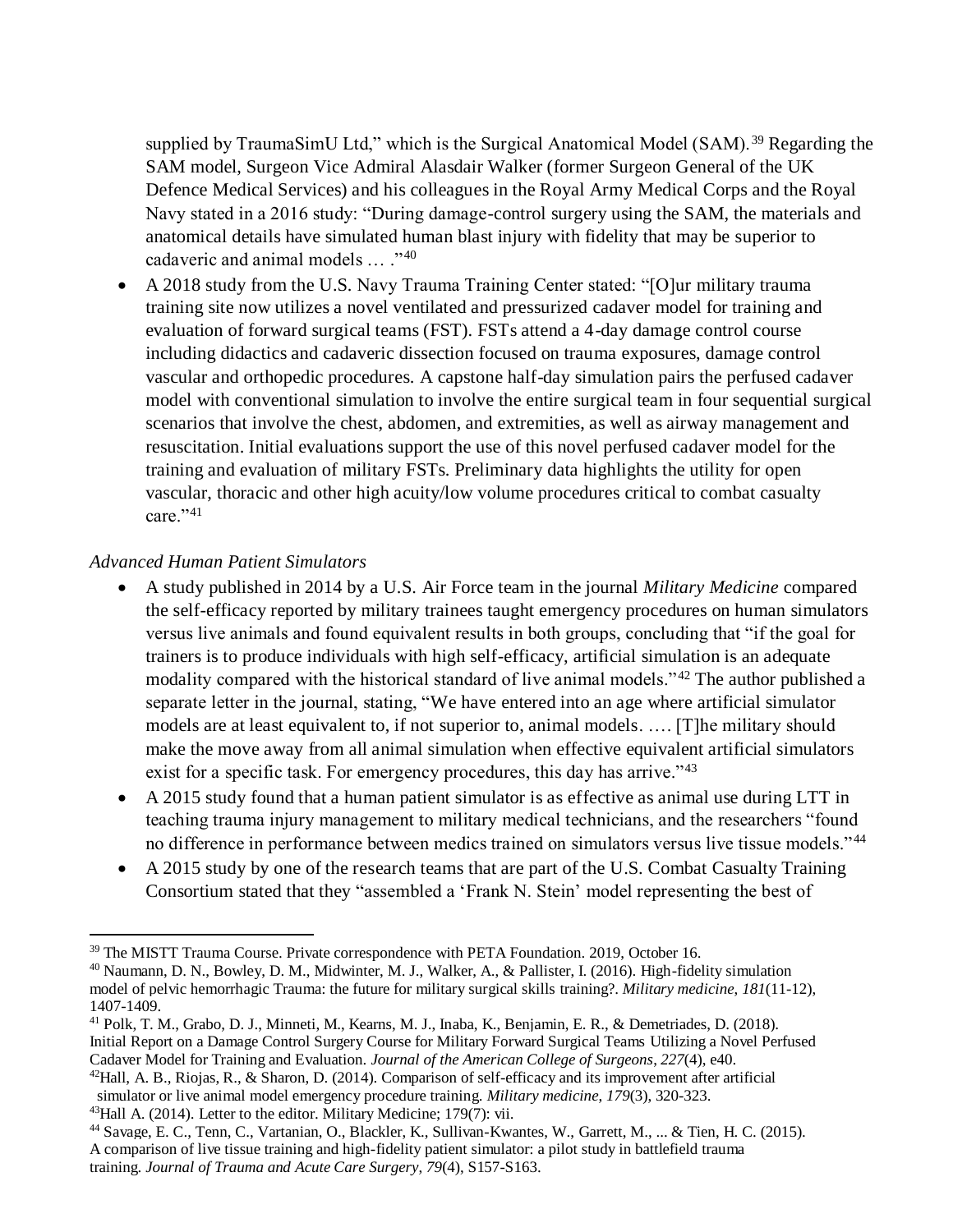supplied by TraumaSimU Ltd," which is the Surgical Anatomical Model (SAM).[39] Regarding the SAM model, Surgeon Vice Admiral Alasdair Walker (former Surgeon General of the UK Defence Medical Services) and his colleagues in the Royal Army Medical Corps and the Royal Navy stated in a 2016 study: "During damage-control surgery using the SAM, the materials and anatomical details have simulated human blast injury with fidelity that may be superior to cadaveric and animal models … ."[40]

- A 2018 study from the U.S. Navy Trauma Training Center stated: "[O]ur military trauma training site now utilizes a novel ventilated and pressurized cadaver model for training and evaluation of forward surgical teams (FST). FSTs attend a 4-day damage control course including didactics and cadaveric dissection focused on trauma exposures, damage control vascular and orthopedic procedures. A capstone half-day simulation pairs the perfused cadaver model with conventional simulation to involve the entire surgical team in four sequential surgical scenarios that involve the chest, abdomen, and extremities, as well as airway management and resuscitation. Initial evaluations support the use of this novel perfused cadaver model for the training and evaluation of military FSTs. Preliminary data highlights the utility for open vascular, thoracic and other high acuity/low volume procedures critical to combat casualty care."[41]

*Advanced Human Patient Simulators*

- A study published in 2014 by a U.S. Air Force team in the journal *Military Medicine* compared the self-efficacy reported by military trainees taught emergency procedures on human simulators versus live animals and found equivalent results in both groups, concluding that "if the goal for trainers is to produce individuals with high self-efficacy, artificial simulation is an adequate modality compared with the historical standard of live animal models."[42] The author published a separate letter in the journal, stating, "We have entered into an age where artificial simulator models are at least equivalent to, if not superior to, animal models. …. [T]he military should make the move away from all animal simulation when effective equivalent artificial simulators exist for a specific task. For emergency procedures, this day has arrive."[43]
- A 2015 study found that a human patient simulator is as effective as animal use during LTT in teaching trauma injury management to military medical technicians, and the researchers "found no difference in performance between medics trained on simulators versus live tissue models."[44]
- A 2015 study by one of the research teams that are part of the U.S. Combat Casualty Training Consortium stated that they "assembled a 'Frank N. Stein' model representing the best of

---

[39] The MISTT Trauma Course. Private correspondence with PETA Foundation. 2019, October 16.

[40] Naumann, D. N., Bowley, D. M., Midwinter, M. J., Walker, A., & Pallister, I. (2016). High-fidelity simulation model of pelvic hemorrhagic Trauma: the future for military surgical skills training?. *Military medicine, 181*(11-12), 1407-1409.

[41] Polk, T. M., Grabo, D. J., Minneti, M., Kearns, M. J., Inaba, K., Benjamin, E. R., & Demetriades, D. (2018). Initial Report on a Damage Control Surgery Course for Military Forward Surgical Teams Utilizing a Novel Perfused Cadaver Model for Training and Evaluation. *Journal of the American College of Surgeons, 227*(4), e40.

[42] Hall, A. B., Riojas, R., & Sharon, D. (2014). Comparison of self-efficacy and its improvement after artificial simulator or live animal model emergency procedure training. *Military medicine, 179*(3), 320-323.

[43] Hall A. (2014). Letter to the editor. Military Medicine; 179(7): vii.

[44] Savage, E. C., Tenn, C., Vartanian, O., Blackler, K., Sullivan-Kwantes, W., Garrett, M., ... & Tien, H. C. (2015). A comparison of live tissue training and high-fidelity patient simulator: a pilot study in battlefield trauma training. *Journal of Trauma and Acute Care Surgery, 79*(4), S157-S163.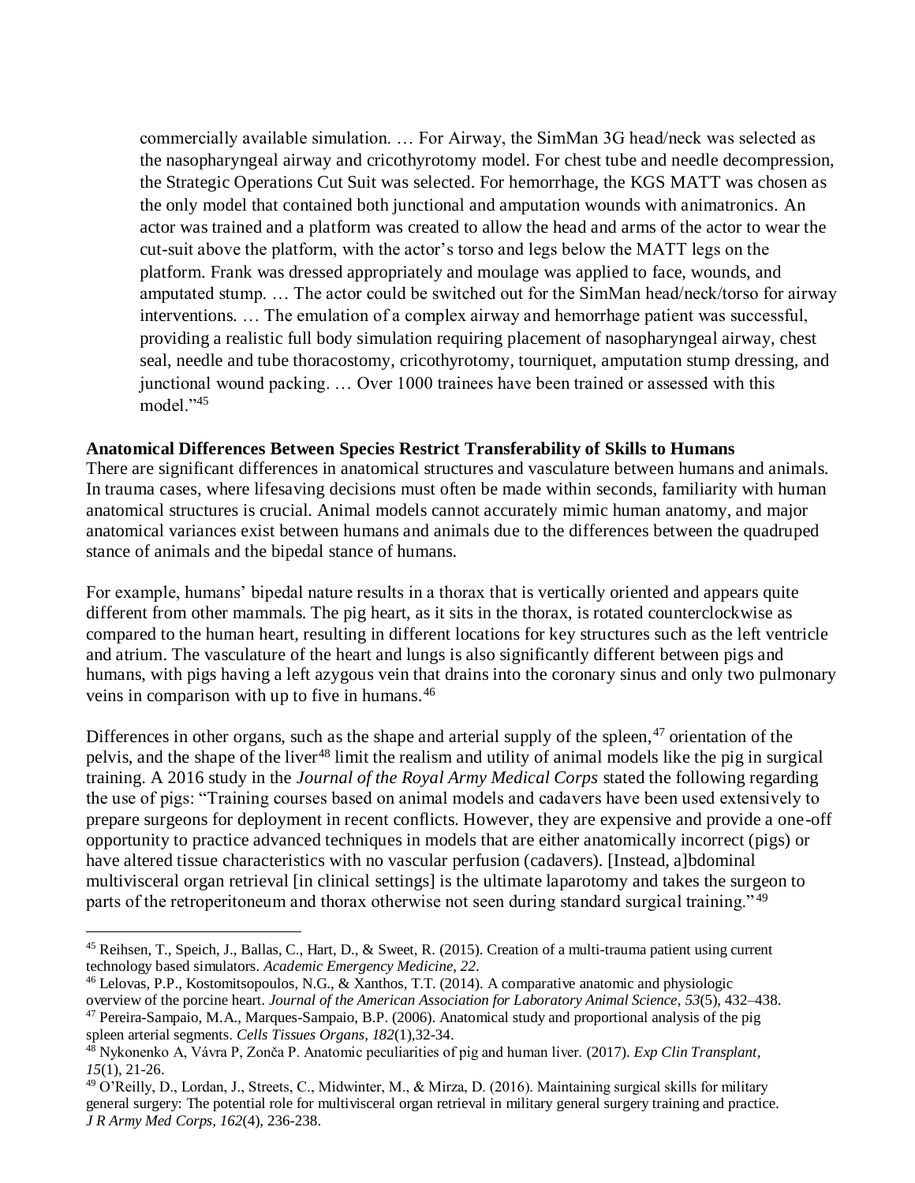> commercially available simulation. … For Airway, the SimMan 3G head/neck was selected as the nasopharyngeal airway and cricothyrotomy model. For chest tube and needle decompression, the Strategic Operations Cut Suit was selected. For hemorrhage, the KGS MATT was chosen as the only model that contained both junctional and amputation wounds with animatronics. An actor was trained and a platform was created to allow the head and arms of the actor to wear the cut-suit above the platform, with the actor's torso and legs below the MATT legs on the platform. Frank was dressed appropriately and moulage was applied to face, wounds, and amputated stump. … The actor could be switched out for the SimMan head/neck/torso for airway interventions. … The emulation of a complex airway and hemorrhage patient was successful, providing a realistic full body simulation requiring placement of nasopharyngeal airway, chest seal, needle and tube thoracostomy, cricothyrotomy, tourniquet, amputation stump dressing, and junctional wound packing. … Over 1000 trainees have been trained or assessed with this model."[45]

**Anatomical Differences Between Species Restrict Transferability of Skills to Humans**

There are significant differences in anatomical structures and vasculature between humans and animals. In trauma cases, where lifesaving decisions must often be made within seconds, familiarity with human anatomical structures is crucial. Animal models cannot accurately mimic human anatomy, and major anatomical variances exist between humans and animals due to the differences between the quadruped stance of animals and the bipedal stance of humans.

For example, humans' bipedal nature results in a thorax that is vertically oriented and appears quite different from other mammals. The pig heart, as it sits in the thorax, is rotated counterclockwise as compared to the human heart, resulting in different locations for key structures such as the left ventricle and atrium. The vasculature of the heart and lungs is also significantly different between pigs and humans, with pigs having a left azygous vein that drains into the coronary sinus and only two pulmonary veins in comparison with up to five in humans.[46]

Differences in other organs, such as the shape and arterial supply of the spleen,[47] orientation of the pelvis, and the shape of the liver[48] limit the realism and utility of animal models like the pig in surgical training. A 2016 study in the *Journal of the Royal Army Medical Corps* stated the following regarding the use of pigs: "Training courses based on animal models and cadavers have been used extensively to prepare surgeons for deployment in recent conflicts. However, they are expensive and provide a one-off opportunity to practice advanced techniques in models that are either anatomically incorrect (pigs) or have altered tissue characteristics with no vascular perfusion (cadavers). [Instead, a]bdominal multivisceral organ retrieval [in clinical settings] is the ultimate laparotomy and takes the surgeon to parts of the retroperitoneum and thorax otherwise not seen during standard surgical training."[49]

---

[45] Reihsen, T., Speich, J., Ballas, C., Hart, D., & Sweet, R. (2015). Creation of a multi-trauma patient using current technology based simulators. *Academic Emergency Medicine, 22*.

[46] Lelovas, P.P., Kostomitsopoulos, N.G., & Xanthos, T.T. (2014). A comparative anatomic and physiologic overview of the porcine heart. *Journal of the American Association for Laboratory Animal Science*, *53*(5), 432–438.

[47] Pereira-Sampaio, M.A., Marques-Sampaio, B.P. (2006). Anatomical study and proportional analysis of the pig spleen arterial segments. *Cells Tissues Organs, 182*(1),32-34.

[48] Nykonenko A, Vávra P, Zonča P. Anatomic peculiarities of pig and human liver. (2017). *Exp Clin Transplant*, *15*(1), 21-26.

[49] O'Reilly, D., Lordan, J., Streets, C., Midwinter, M., & Mirza, D. (2016). Maintaining surgical skills for military general surgery: The potential role for multivisceral organ retrieval in military general surgery training and practice. *J R Army Med Corps, 162*(4), 236-238.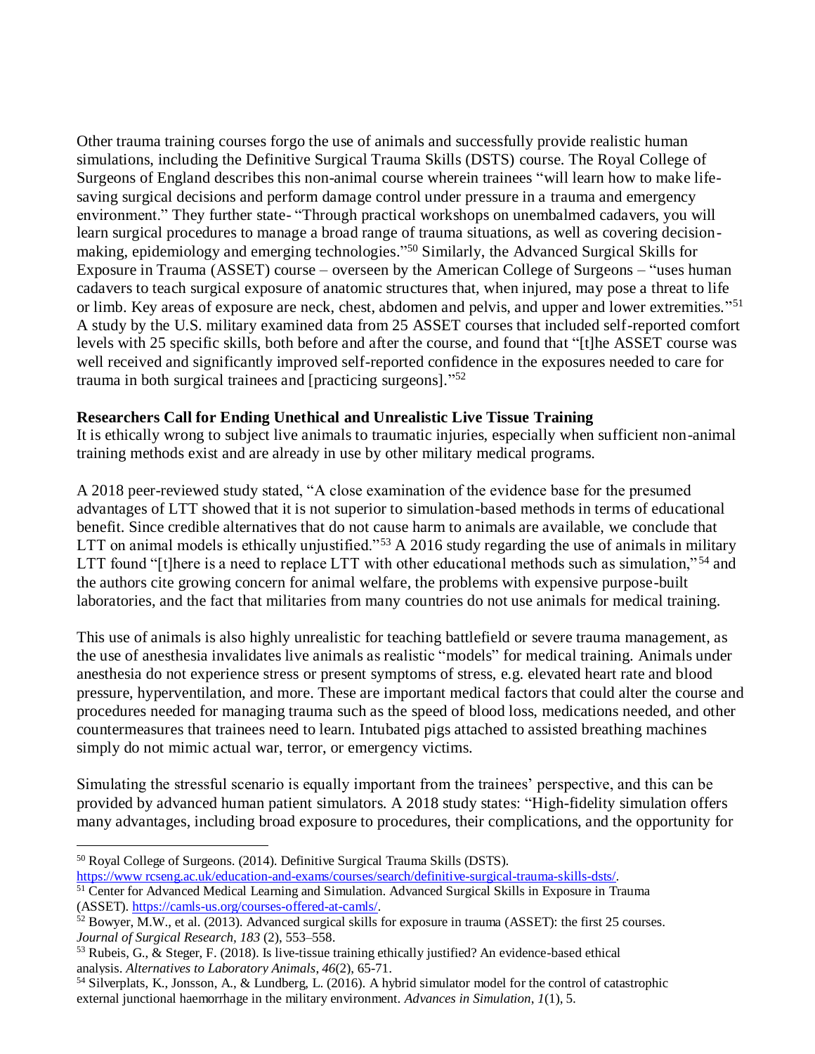Other trauma training courses forgo the use of animals and successfully provide realistic human simulations, including the Definitive Surgical Trauma Skills (DSTS) course. The Royal College of Surgeons of England describes this non-animal course wherein trainees "will learn how to make life-saving surgical decisions and perform damage control under pressure in a trauma and emergency environment." They further state- "Through practical workshops on unembalmed cadavers, you will learn surgical procedures to manage a broad range of trauma situations, as well as covering decision-making, epidemiology and emerging technologies."[50] Similarly, the Advanced Surgical Skills for Exposure in Trauma (ASSET) course – overseen by the American College of Surgeons – "uses human cadavers to teach surgical exposure of anatomic structures that, when injured, may pose a threat to life or limb. Key areas of exposure are neck, chest, abdomen and pelvis, and upper and lower extremities."[51] A study by the U.S. military examined data from 25 ASSET courses that included self-reported comfort levels with 25 specific skills, both before and after the course, and found that "[t]he ASSET course was well received and significantly improved self-reported confidence in the exposures needed to care for trauma in both surgical trainees and [practicing surgeons]."[52]

**Researchers Call for Ending Unethical and Unrealistic Live Tissue Training**

It is ethically wrong to subject live animals to traumatic injuries, especially when sufficient non-animal training methods exist and are already in use by other military medical programs.

A 2018 peer-reviewed study stated, "A close examination of the evidence base for the presumed advantages of LTT showed that it is not superior to simulation-based methods in terms of educational benefit. Since credible alternatives that do not cause harm to animals are available, we conclude that LTT on animal models is ethically unjustified."[53] A 2016 study regarding the use of animals in military LTT found "[t]here is a need to replace LTT with other educational methods such as simulation,"[54] and the authors cite growing concern for animal welfare, the problems with expensive purpose-built laboratories, and the fact that militaries from many countries do not use animals for medical training.

This use of animals is also highly unrealistic for teaching battlefield or severe trauma management, as the use of anesthesia invalidates live animals as realistic "models" for medical training. Animals under anesthesia do not experience stress or present symptoms of stress, e.g. elevated heart rate and blood pressure, hyperventilation, and more. These are important medical factors that could alter the course and procedures needed for managing trauma such as the speed of blood loss, medications needed, and other countermeasures that trainees need to learn. Intubated pigs attached to assisted breathing machines simply do not mimic actual war, terror, or emergency victims.

Simulating the stressful scenario is equally important from the trainees' perspective, and this can be provided by advanced human patient simulators. A 2018 study states: "High-fidelity simulation offers many advantages, including broad exposure to procedures, their complications, and the opportunity for

---

[50] Royal College of Surgeons. (2014). Definitive Surgical Trauma Skills (DSTS). https://www rcseng.ac.uk/education-and-exams/courses/search/definitive-surgical-trauma-skills-dsts/.

[51] Center for Advanced Medical Learning and Simulation. Advanced Surgical Skills in Exposure in Trauma (ASSET). https://camls-us.org/courses-offered-at-camls/.

[52] Bowyer, M.W., et al. (2013). Advanced surgical skills for exposure in trauma (ASSET): the first 25 courses. *Journal of Surgical Research, 183* (2), 553–558.

[53] Rubeis, G., & Steger, F. (2018). Is live-tissue training ethically justified? An evidence-based ethical analysis. *Alternatives to Laboratory Animals, 46*(2), 65-71.

[54] Silverplats, K., Jonsson, A., & Lundberg, L. (2016). A hybrid simulator model for the control of catastrophic external junctional haemorrhage in the military environment. *Advances in Simulation, 1*(1), 5.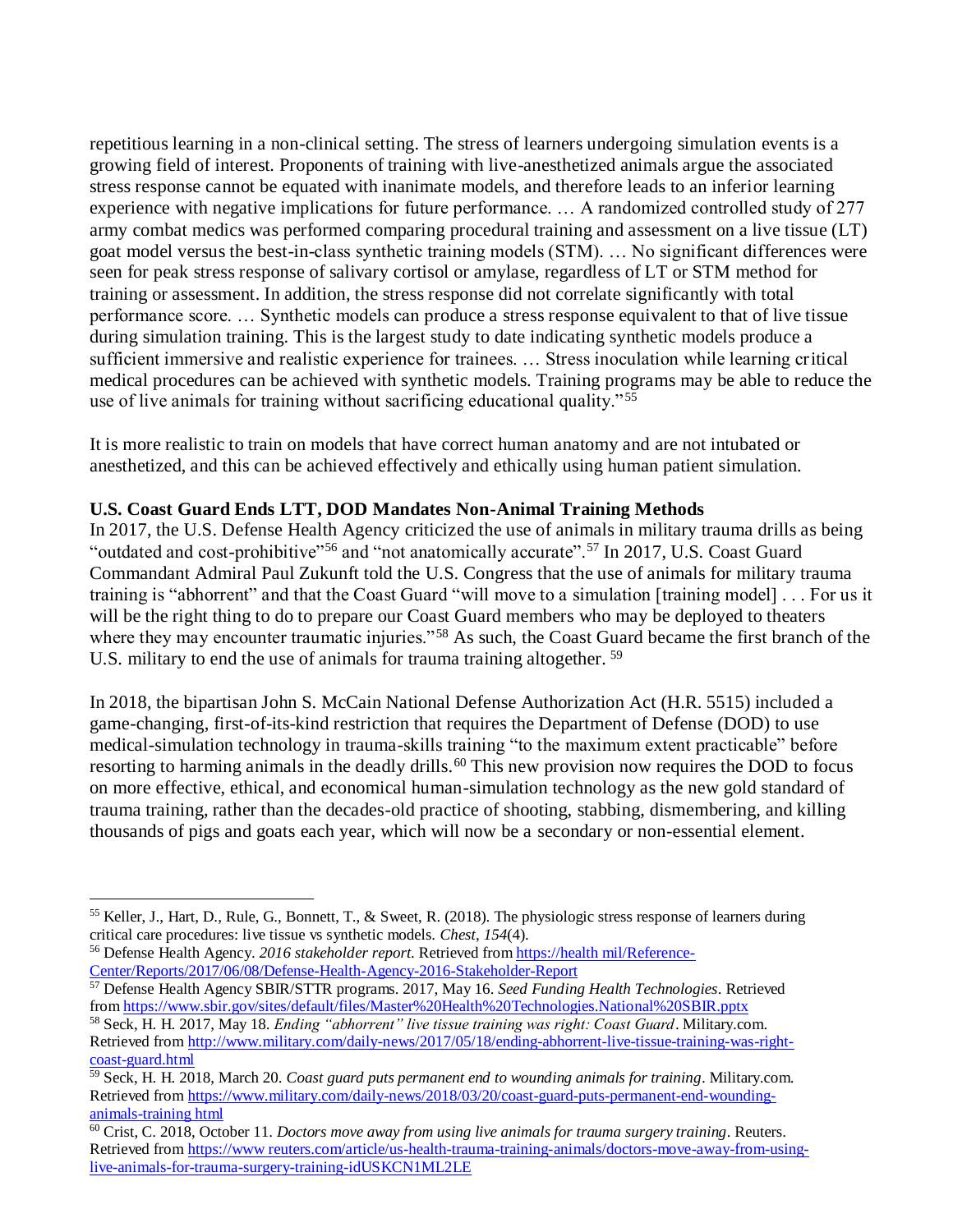repetitious learning in a non-clinical setting. The stress of learners undergoing simulation events is a growing field of interest. Proponents of training with live-anesthetized animals argue the associated stress response cannot be equated with inanimate models, and therefore leads to an inferior learning experience with negative implications for future performance. … A randomized controlled study of 277 army combat medics was performed comparing procedural training and assessment on a live tissue (LT) goat model versus the best-in-class synthetic training models (STM). … No significant differences were seen for peak stress response of salivary cortisol or amylase, regardless of LT or STM method for training or assessment. In addition, the stress response did not correlate significantly with total performance score. … Synthetic models can produce a stress response equivalent to that of live tissue during simulation training. This is the largest study to date indicating synthetic models produce a sufficient immersive and realistic experience for trainees. … Stress inoculation while learning critical medical procedures can be achieved with synthetic models. Training programs may be able to reduce the use of live animals for training without sacrificing educational quality."[55]

It is more realistic to train on models that have correct human anatomy and are not intubated or anesthetized, and this can be achieved effectively and ethically using human patient simulation.

**U.S. Coast Guard Ends LTT, DOD Mandates Non-Animal Training Methods**

In 2017, the U.S. Defense Health Agency criticized the use of animals in military trauma drills as being "outdated and cost-prohibitive"[56] and "not anatomically accurate".[57] In 2017, U.S. Coast Guard Commandant Admiral Paul Zukunft told the U.S. Congress that the use of animals for military trauma training is "abhorrent" and that the Coast Guard "will move to a simulation [training model] . . . For us it will be the right thing to do to prepare our Coast Guard members who may be deployed to theaters where they may encounter traumatic injuries."[58] As such, the Coast Guard became the first branch of the U.S. military to end the use of animals for trauma training altogether. [59]

In 2018, the bipartisan John S. McCain National Defense Authorization Act (H.R. 5515) included a game-changing, first-of-its-kind restriction that requires the Department of Defense (DOD) to use medical-simulation technology in trauma-skills training "to the maximum extent practicable" before resorting to harming animals in the deadly drills.[60] This new provision now requires the DOD to focus on more effective, ethical, and economical human-simulation technology as the new gold standard of trauma training, rather than the decades-old practice of shooting, stabbing, dismembering, and killing thousands of pigs and goats each year, which will now be a secondary or non-essential element.

---

[55] Keller, J., Hart, D., Rule, G., Bonnett, T., & Sweet, R. (2018). The physiologic stress response of learners during critical care procedures: live tissue vs synthetic models. *Chest*, *154*(4).

[56] Defense Health Agency. *2016 stakeholder report*. Retrieved from https://health mil/Reference-Center/Reports/2017/06/08/Defense-Health-Agency-2016-Stakeholder-Report

[57] Defense Health Agency SBIR/STTR programs. 2017, May 16. *Seed Funding Health Technologies*. Retrieved from https://www.sbir.gov/sites/default/files/Master%20Health%20Technologies.National%20SBIR.pptx

[58] Seck, H. H. 2017, May 18. *Ending "abhorrent" live tissue training was right: Coast Guard*. Military.com. Retrieved from http://www.military.com/daily-news/2017/05/18/ending-abhorrent-live-tissue-training-was-right-coast-guard.html

[59] Seck, H. H. 2018, March 20. *Coast guard puts permanent end to wounding animals for training*. Military.com. Retrieved from https://www.military.com/daily-news/2018/03/20/coast-guard-puts-permanent-end-wounding-animals-training html

[60] Crist, C. 2018, October 11. *Doctors move away from using live animals for trauma surgery training*. Reuters. Retrieved from https://www reuters.com/article/us-health-trauma-training-animals/doctors-move-away-from-using-live-animals-for-trauma-surgery-training-idUSKCN1ML2LE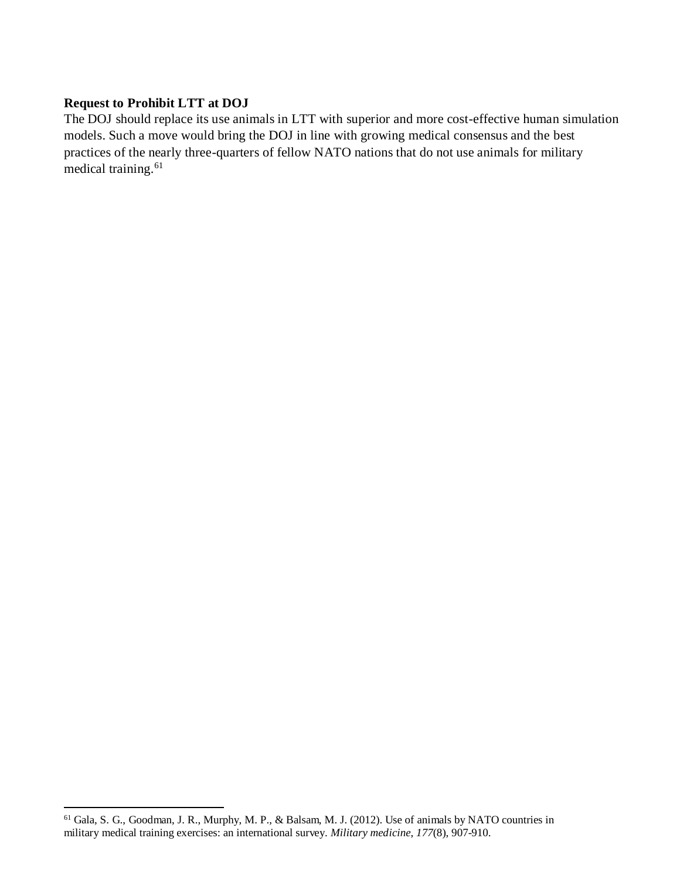**Request to Prohibit LTT at DOJ**

The DOJ should replace its use animals in LTT with superior and more cost-effective human simulation models. Such a move would bring the DOJ in line with growing medical consensus and the best practices of the nearly three-quarters of fellow NATO nations that do not use animals for military medical training.[61]

---

[61] Gala, S. G., Goodman, J. R., Murphy, M. P., & Balsam, M. J. (2012). Use of animals by NATO countries in military medical training exercises: an international survey. *Military medicine, 177*(8), 907-910.